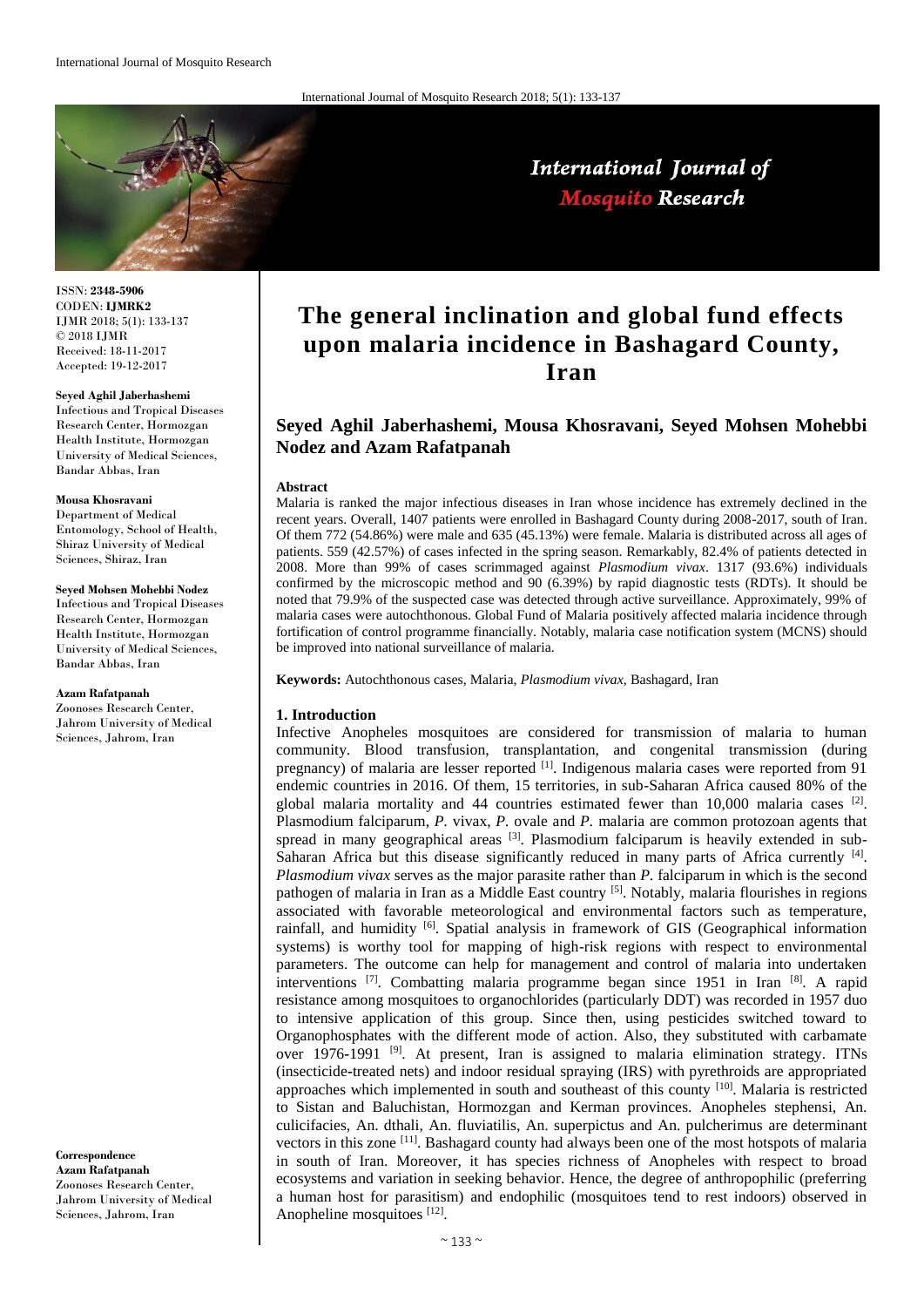# The general inclination and global fund effects upon malaria incidence in Bashagard County, Iran

## Seyed Aghil Jaberhashemi, Mousa Khosravani, Seyed Mohsen Mohebbi Nodez and Azam Rafatpanah

ISSN: **2348-5906**
CODEN: **IJMRK2**
IJMR 2018; 5(1): 133-137
© 2018 IJMR
Received: 18-11-2017
Accepted: 19-12-2017

**Seyed Aghil Jaberhashemi**
Infectious and Tropical Diseases Research Center, Hormozgan Health Institute, Hormozgan University of Medical Sciences, Bandar Abbas, Iran

**Mousa Khosravani**
Department of Medical Entomology, School of Health, Shiraz University of Medical Sciences, Shiraz, Iran

**Seyed Mohsen Mohebbi Nodez**
Infectious and Tropical Diseases Research Center, Hormozgan Health Institute, Hormozgan University of Medical Sciences, Bandar Abbas, Iran

**Azam Rafatpanah**
Zoonoses Research Center, Jahrom University of Medical Sciences, Jahrom, Iran

**Correspondence**
**Azam Rafatpanah**
Zoonoses Research Center, Jahrom University of Medical Sciences, Jahrom, Iran

### Abstract

Malaria is ranked the major infectious diseases in Iran whose incidence has extremely declined in the recent years. Overall, 1407 patients were enrolled in Bashagard County during 2008-2017, south of Iran. Of them 772 (54.86%) were male and 635 (45.13%) were female. Malaria is distributed across all ages of patients. 559 (42.57%) of cases infected in the spring season. Remarkably, 82.4% of patients detected in 2008. More than 99% of cases scrimmaged against *Plasmodium vivax*. 1317 (93.6%) individuals confirmed by the microscopic method and 90 (6.39%) by rapid diagnostic tests (RDTs). It should be noted that 79.9% of the suspected case was detected through active surveillance. Approximately, 99% of malaria cases were autochthonous. Global Fund of Malaria positively affected malaria incidence through fortification of control programme financially. Notably, malaria case notification system (MCNS) should be improved into national surveillance of malaria.

**Keywords:** Autochthonous cases, Malaria, *Plasmodium vivax*, Bashagard, Iran

### 1. Introduction

Infective Anopheles mosquitoes are considered for transmission of malaria to human community. Blood transfusion, transplantation, and congenital transmission (during pregnancy) of malaria are lesser reported [1]. Indigenous malaria cases were reported from 91 endemic countries in 2016. Of them, 15 territories, in sub-Saharan Africa caused 80% of the global malaria mortality and 44 countries estimated fewer than 10,000 malaria cases [2]. Plasmodium falciparum, *P*. vivax, *P*. ovale and *P*. malaria are common protozoan agents that spread in many geographical areas [3]. Plasmodium falciparum is heavily extended in sub-Saharan Africa but this disease significantly reduced in many parts of Africa currently [4]. *Plasmodium vivax* serves as the major parasite rather than *P*. falciparum in which is the second pathogen of malaria in Iran as a Middle East country [5]. Notably, malaria flourishes in regions associated with favorable meteorological and environmental factors such as temperature, rainfall, and humidity [6]. Spatial analysis in framework of GIS (Geographical information systems) is worthy tool for mapping of high-risk regions with respect to environmental parameters. The outcome can help for management and control of malaria into undertaken interventions [7]. Combatting malaria programme began since 1951 in Iran [8]. A rapid resistance among mosquitoes to organochlorides (particularly DDT) was recorded in 1957 duo to intensive application of this group. Since then, using pesticides switched toward to Organophosphates with the different mode of action. Also, they substituted with carbamate over 1976-1991 [9]. At present, Iran is assigned to malaria elimination strategy. ITNs (insecticide-treated nets) and indoor residual spraying (IRS) with pyrethroids are appropriated approaches which implemented in south and southeast of this county [10]. Malaria is restricted to Sistan and Baluchistan, Hormozgan and Kerman provinces. Anopheles stephensi, An. culicifacies, An. dthali, An. fluviatilis, An. superpictus and An. pulcherimus are determinant vectors in this zone [11]. Bashagard county had always been one of the most hotspots of malaria in south of Iran. Moreover, it has species richness of Anopheles with respect to broad ecosystems and variation in seeking behavior. Hence, the degree of anthropophilic (preferring a human host for parasitism) and endophilic (mosquitoes tend to rest indoors) observed in Anopheline mosquitoes [12].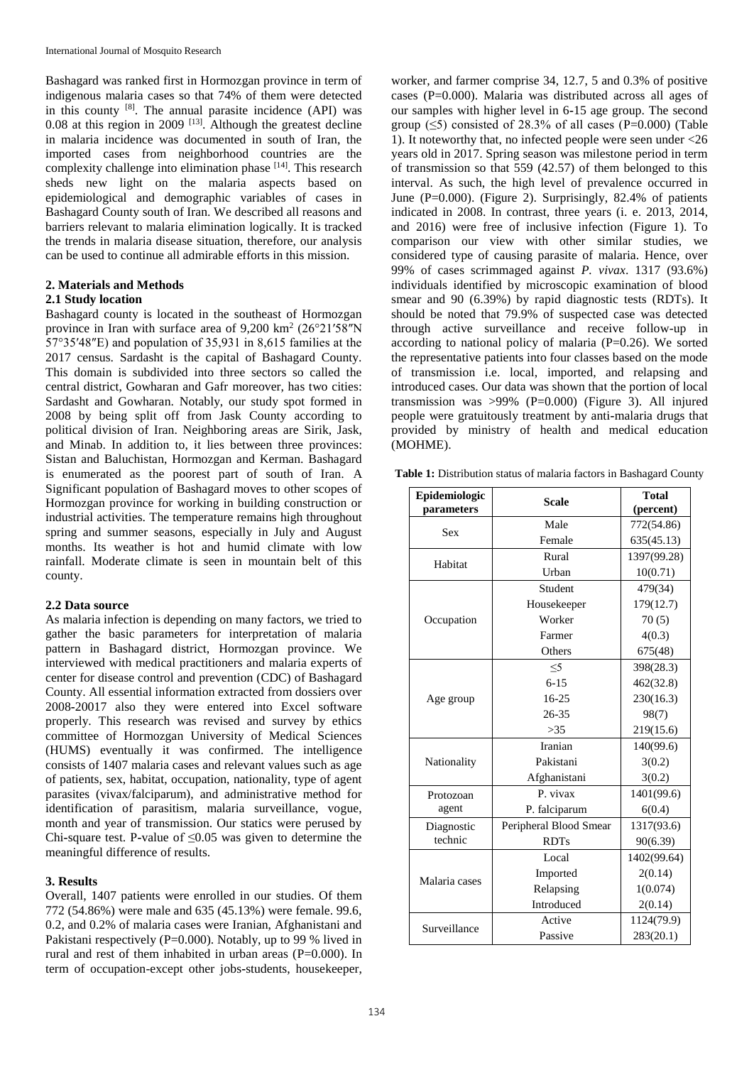Bashagard was ranked first in Hormozgan province in term of indigenous malaria cases so that 74% of them were detected in this county [8]. The annual parasite incidence (API) was 0.08 at this region in 2009 [13]. Although the greatest decline in malaria incidence was documented in south of Iran, the imported cases from neighborhood countries are the complexity challenge into elimination phase [14]. This research sheds new light on the malaria aspects based on epidemiological and demographic variables of cases in Bashagard County south of Iran. We described all reasons and barriers relevant to malaria elimination logically. It is tracked the trends in malaria disease situation, therefore, our analysis can be used to continue all admirable efforts in this mission.

## 2. Materials and Methods

### 2.1 Study location

Bashagard county is located in the southeast of Hormozgan province in Iran with surface area of 9,200 km$^2$ (26°21′58″N 57°35′48″E) and population of 35,931 in 8,615 families at the 2017 census. Sardasht is the capital of Bashagard County. This domain is subdivided into three sectors so called the central district, Gowharan and Gafr moreover, has two cities: Sardasht and Gowharan. Notably, our study spot formed in 2008 by being split off from Jask County according to political division of Iran. Neighboring areas are Sirik, Jask, and Minab. In addition to, it lies between three provinces: Sistan and Baluchistan, Hormozgan and Kerman. Bashagard is enumerated as the poorest part of south of Iran. A Significant population of Bashagard moves to other scopes of Hormozgan province for working in building construction or industrial activities. The temperature remains high throughout spring and summer seasons, especially in July and August months. Its weather is hot and humid climate with low rainfall. Moderate climate is seen in mountain belt of this county.

### 2.2 Data source

As malaria infection is depending on many factors, we tried to gather the basic parameters for interpretation of malaria pattern in Bashagard district, Hormozgan province. We interviewed with medical practitioners and malaria experts of center for disease control and prevention (CDC) of Bashagard County. All essential information extracted from dossiers over 2008-20017 also they were entered into Excel software properly. This research was revised and survey by ethics committee of Hormozgan University of Medical Sciences (HUMS) eventually it was confirmed. The intelligence consists of 1407 malaria cases and relevant values such as age of patients, sex, habitat, occupation, nationality, type of agent parasites (vivax/falciparum), and administrative method for identification of parasitism, malaria surveillance, vogue, month and year of transmission. Our statics were perused by Chi-square test. P-value of ≤0.05 was given to determine the meaningful difference of results.

## 3. Results

Overall, 1407 patients were enrolled in our studies. Of them 772 (54.86%) were male and 635 (45.13%) were female. 99.6, 0.2, and 0.2% of malaria cases were Iranian, Afghanistani and Pakistani respectively (P=0.000). Notably, up to 99 % lived in rural and rest of them inhabited in urban areas (P=0.000). In term of occupation-except other jobs-students, housekeeper, worker, and farmer comprise 34, 12.7, 5 and 0.3% of positive cases (P=0.000). Malaria was distributed across all ages of our samples with higher level in 6-15 age group. The second group (≤5) consisted of 28.3% of all cases (P=0.000) (Table 1). It noteworthy that, no infected people were seen under <26 years old in 2017. Spring season was milestone period in term of transmission so that 559 (42.57) of them belonged to this interval. As such, the high level of prevalence occurred in June (P=0.000). (Figure 2). Surprisingly, 82.4% of patients indicated in 2008. In contrast, three years (i. e. 2013, 2014, and 2016) were free of inclusive infection (Figure 1). To comparison our view with other similar studies, we considered type of causing parasite of malaria. Hence, over 99% of cases scrimmaged against *P. vivax*. 1317 (93.6%) individuals identified by microscopic examination of blood smear and 90 (6.39%) by rapid diagnostic tests (RDTs). It should be noted that 79.9% of suspected case was detected through active surveillance and receive follow-up in according to national policy of malaria (P=0.26). We sorted the representative patients into four classes based on the mode of transmission i.e. local, imported, and relapsing and introduced cases. Our data was shown that the portion of local transmission was >99% (P=0.000) (Figure 3). All injured people were gratuitously treatment by anti-malaria drugs that provided by ministry of health and medical education (MOHME).

**Table 1:** Distribution status of malaria factors in Bashagard County

| Epidemiologic parameters | Scale | Total (percent) |
|---|---|---|
| Sex | Male | 772(54.86) |
| | Female | 635(45.13) |
| Habitat | Rural | 1397(99.28) |
| | Urban | 10(0.71) |
| Occupation | Student | 479(34) |
| | Housekeeper | 179(12.7) |
| | Worker | 70 (5) |
| | Farmer | 4(0.3) |
| | Others | 675(48) |
| Age group | ≤5 | 398(28.3) |
| | 6-15 | 462(32.8) |
| | 16-25 | 230(16.3) |
| | 26-35 | 98(7) |
| | >35 | 219(15.6) |
| Nationality | Iranian | 140(99.6) |
| | Pakistani | 3(0.2) |
| | Afghanistani | 3(0.2) |
| Protozoan agent | P. vivax | 1401(99.6) |
| | P. falciparum | 6(0.4) |
| Diagnostic technic | Peripheral Blood Smear | 1317(93.6) |
| | RDTs | 90(6.39) |
| Malaria cases | Local | 1402(99.64) |
| | Imported | 2(0.14) |
| | Relapsing | 1(0.074) |
| | Introduced | 2(0.14) |
| Surveillance | Active | 1124(79.9) |
| | Passive | 283(20.1) |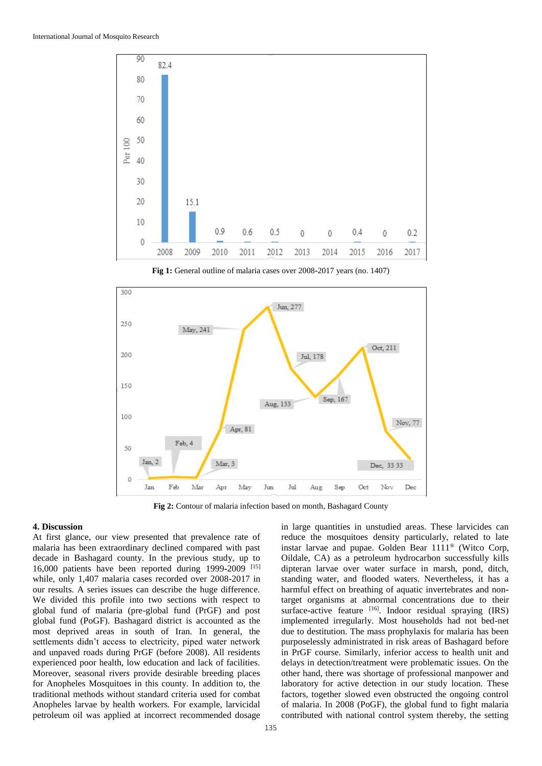Fig 1: General outline of malaria cases over 2008-2017 years (no. 1407)

Fig 2: Contour of malaria infection based on month, Bashagard County

## 4. Discussion

At first glance, our view presented that prevalence rate of malaria has been extraordinary declined compared with past decade in Bashagard county. In the previous study, up to 16,000 patients have been reported during 1999-2009 [15] while, only 1,407 malaria cases recorded over 2008-2017 in our results. A series issues can describe the huge difference. We divided this profile into two sections with respect to global fund of malaria (pre-global fund (PrGF) and post global fund (PoGF). Bashagard district is accounted as the most deprived areas in south of Iran. In general, the settlements didn't access to electricity, piped water network and unpaved roads during PrGF (before 2008). All residents experienced poor health, low education and lack of facilities. Moreover, seasonal rivers provide desirable breeding places for Anopheles Mosquitoes in this county. In addition to, the traditional methods without standard criteria used for combat Anopheles larvae by health workers. For example, larvicidal petroleum oil was applied at incorrect recommended dosage in large quantities in unstudied areas. These larvicides can reduce the mosquitoes density particularly, related to late instar larvae and pupae. Golden Bear 1111® (Witco Corp, Oildale, CA) as a petroleum hydrocarbon successfully kills dipteran larvae over water surface in marsh, pond, ditch, standing water, and flooded waters. Nevertheless, it has a harmful effect on breathing of aquatic invertebrates and non-target organisms at abnormal concentrations due to their surface-active feature [16]. Indoor residual spraying (IRS) implemented irregularly. Most households had not bed-net due to destitution. The mass prophylaxis for malaria has been purposelessly administrated in risk areas of Bashagard before in PrGF course. Similarly, inferior access to health unit and delays in detection/treatment were problematic issues. On the other hand, there was shortage of professional manpower and laboratory for active detection in our study location. These factors, together slowed even obstructed the ongoing control of malaria. In 2008 (PoGF), the global fund to fight malaria contributed with national control system thereby, the setting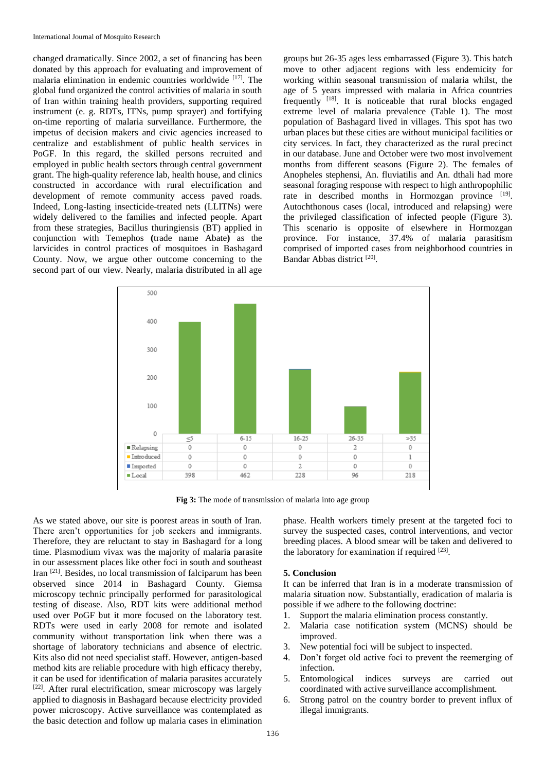changed dramatically. Since 2002, a set of financing has been donated by this approach for evaluating and improvement of malaria elimination in endemic countries worldwide [17]. The global fund organized the control activities of malaria in south of Iran within training health providers, supporting required instrument (e. g. RDTs, ITNs, pump sprayer) and fortifying on-time reporting of malaria surveillance. Furthermore, the impetus of decision makers and civic agencies increased to centralize and establishment of public health services in PoGF. In this regard, the skilled persons recruited and employed in public health sectors through central government grant. The high-quality reference lab, health house, and clinics constructed in accordance with rural electrification and development of remote community access paved roads. Indeed, Long-lasting insecticide-treated nets (LLITNs) were widely delivered to the families and infected people. Apart from these strategies, Bacillus thuringiensis (BT) applied in conjunction with Temephos **(**trade name Abate**)** as the larvicides in control practices of mosquitoes in Bashagard County. Now, we argue other outcome concerning to the second part of our view. Nearly, malaria distributed in all age groups but 26-35 ages less embarrassed (Figure 3). This batch move to other adjacent regions with less endemicity for working within seasonal transmission of malaria whilst, the age of 5 years impressed with malaria in Africa countries frequently [18]. It is noticeable that rural blocks engaged extreme level of malaria prevalence (Table 1). The most population of Bashagard lived in villages. This spot has two urban places but these cities are without municipal facilities or city services. In fact, they characterized as the rural precinct in our database. June and October were two most involvement months from different seasons (Figure 2). The females of Anopheles stephensi, An. fluviatilis and An. dthali had more seasonal foraging response with respect to high anthropophilic rate in described months in Hormozgan province [19]. Autochthonous cases (local, introduced and relapsing) were the privileged classification of infected people (Figure 3). This scenario is opposite of elsewhere in Hormozgan province. For instance, 37.4% of malaria parasitism comprised of imported cases from neighborhood countries in Bandar Abbas district [20].

| | ≤5 | 6-15 | 16-25 | 26-35 | >35 |
|---|---|---|---|---|---|
| Relapsing | 0 | 0 | 0 | 2 | 0 |
| Introduced | 0 | 0 | 0 | 0 | 1 |
| Imported | 0 | 0 | 2 | 0 | 0 |
| Local | 398 | 462 | 228 | 96 | 218 |

**Fig 3:** The mode of transmission of malaria into age group

As we stated above, our site is poorest areas in south of Iran. There aren't opportunities for job seekers and immigrants. Therefore, they are reluctant to stay in Bashagard for a long time. Plasmodium vivax was the majority of malaria parasite in our assessment places like other foci in south and southeast Iran [21]. Besides, no local transmission of falciparum has been observed since 2014 in Bashagard County. Giemsa microscopy technic principally performed for parasitological testing of disease. Also, RDT kits were additional method used over PoGF but it more focused on the laboratory test. RDTs were used in early 2008 for remote and isolated community without transportation link when there was a shortage of laboratory technicians and absence of electric. Kits also did not need specialist staff. However, antigen-based method kits are reliable procedure with high efficacy thereby, it can be used for identification of malaria parasites accurately [22]. After rural electrification, smear microscopy was largely applied to diagnosis in Bashagard because electricity provided power microscopy. Active surveillance was contemplated as the basic detection and follow up malaria cases in elimination phase. Health workers timely present at the targeted foci to survey the suspected cases, control interventions, and vector breeding places. A blood smear will be taken and delivered to the laboratory for examination if required [23].

## 5. Conclusion

It can be inferred that Iran is in a moderate transmission of malaria situation now. Substantially, eradication of malaria is possible if we adhere to the following doctrine:

1. Support the malaria elimination process constantly.
2. Malaria case notification system (MCNS) should be improved.
3. New potential foci will be subject to inspected.
4. Don't forget old active foci to prevent the reemerging of infection.
5. Entomological indices surveys are carried out coordinated with active surveillance accomplishment.
6. Strong patrol on the country border to prevent influx of illegal immigrants.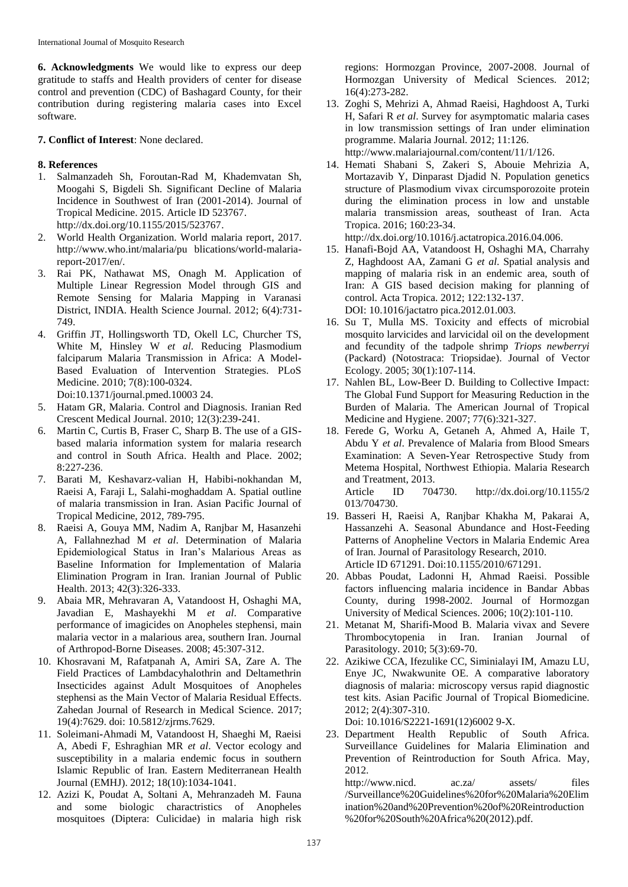**6. Acknowledgments** We would like to express our deep gratitude to staffs and Health providers of center for disease control and prevention (CDC) of Bashagard County, for their contribution during registering malaria cases into Excel software.

**7. Conflict of Interest**: None declared.

## 8. References

1. Salmanzadeh Sh, Foroutan-Rad M, Khademvatan Sh, Moogahi S, Bigdeli Sh. Significant Decline of Malaria Incidence in Southwest of Iran (2001-2014). Journal of Tropical Medicine. 2015. Article ID 523767. http://dx.doi.org/10.1155/2015/523767.
2. World Health Organization. World malaria report, 2017. http://www.who.int/malaria/pu blications/world-malaria-report-2017/en/.
3. Rai PK, Nathawat MS, Onagh M. Application of Multiple Linear Regression Model through GIS and Remote Sensing for Malaria Mapping in Varanasi District, INDIA. Health Science Journal. 2012; 6(4):731-749.
4. Griffin JT, Hollingsworth TD, Okell LC, Churcher TS, White M, Hinsley W *et al*. Reducing Plasmodium falciparum Malaria Transmission in Africa: A Model-Based Evaluation of Intervention Strategies. PLoS Medicine. 2010; 7(8):100-0324. Doi:10.1371/journal.pmed.10003 24.
5. Hatam GR, Malaria. Control and Diagnosis. Iranian Red Crescent Medical Journal. 2010; 12(3):239-241.
6. Martin C, Curtis B, Fraser C, Sharp B. The use of a GIS-based malaria information system for malaria research and control in South Africa. Health and Place. 2002; 8:227-236.
7. Barati M, Keshavarz-valian H, Habibi-nokhandan M, Raeisi A, Faraji L, Salahi-moghaddam A. Spatial outline of malaria transmission in Iran. Asian Pacific Journal of Tropical Medicine, 2012, 789-795.
8. Raeisi A, Gouya MM, Nadim A, Ranjbar M, Hasanzehi A, Fallahnezhad M *et al*. Determination of Malaria Epidemiological Status in Iran's Malarious Areas as Baseline Information for Implementation of Malaria Elimination Program in Iran. Iranian Journal of Public Health. 2013; 42(3):326-333.
9. Abaia MR, Mehravaran A, Vatandoost H, Oshaghi MA, Javadian E, Mashayekhi M *et al*. Comparative performance of imagicides on Anopheles stephensi, main malaria vector in a malarious area, southern Iran. Journal of Arthropod-Borne Diseases. 2008; 45:307-312.
10. Khosravani M, Rafatpanah A, Amiri SA, Zare A. The Field Practices of Lambdacyhalothrin and Deltamethrin Insecticides against Adult Mosquitoes of Anopheles stephensi as the Main Vector of Malaria Residual Effects. Zahedan Journal of Research in Medical Science. 2017; 19(4):7629. doi: 10.5812/zjrms.7629.
11. Soleimani-Ahmadi M, Vatandoost H, Shaeghi M, Raeisi A, Abedi F, Eshraghian MR *et al*. Vector ecology and susceptibility in a malaria endemic focus in southern Islamic Republic of Iran. Eastern Mediterranean Health Journal (EMHJ). 2012; 18(10):1034-1041.
12. Azizi K, Poudat A, Soltani A, Mehranzadeh M. Fauna and some biologic charactristics of Anopheles mosquitoes (Diptera: Culicidae) in malaria high risk regions: Hormozgan Province, 2007-2008. Journal of Hormozgan University of Medical Sciences. 2012; 16(4):273-282.
13. Zoghi S, Mehrizi A, Ahmad Raeisi, Haghdoost A, Turki H, Safari R *et al*. Survey for asymptomatic malaria cases in low transmission settings of Iran under elimination programme. Malaria Journal. 2012; 11:126. http://www.malariajournal.com/content/11/1/126.
14. Hemati Shabani S, Zakeri S, Abouie Mehrizia A, Mortazavib Y, Dinparast Djadid N. Population genetics structure of Plasmodium vivax circumsporozoite protein during the elimination process in low and unstable malaria transmission areas, southeast of Iran. Acta Tropica. 2016; 160:23-34. http://dx.doi.org/10.1016/j.actatropica.2016.04.006.
15. Hanafi-Bojd AA, Vatandoost H, Oshaghi MA, Charrahy Z, Haghdoost AA, Zamani G *et al*. Spatial analysis and mapping of malaria risk in an endemic area, south of Iran: A GIS based decision making for planning of control. Acta Tropica. 2012; 122:132-137. DOI: 10.1016/jactatro pica.2012.01.003.
16. Su T, Mulla MS. Toxicity and effects of microbial mosquito larvicides and larvicidal oil on the development and fecundity of the tadpole shrimp *Triops newberryi* (Packard) (Notostraca: Triopsidae). Journal of Vector Ecology. 2005; 30(1):107-114.
17. Nahlen BL, Low-Beer D. Building to Collective Impact: The Global Fund Support for Measuring Reduction in the Burden of Malaria. The American Journal of Tropical Medicine and Hygiene. 2007; 77(6):321-327.
18. Ferede G, Worku A, Getaneh A, Ahmed A, Haile T, Abdu Y *et al*. Prevalence of Malaria from Blood Smears Examination: A Seven-Year Retrospective Study from Metema Hospital, Northwest Ethiopia. Malaria Research and Treatment, 2013. Article ID 704730. http://dx.doi.org/10.1155/2 013/704730.
19. Basseri H, Raeisi A, Ranjbar Khakha M, Pakarai A, Hassanzehi A. Seasonal Abundance and Host-Feeding Patterns of Anopheline Vectors in Malaria Endemic Area of Iran. Journal of Parasitology Research, 2010. Article ID 671291. Doi:10.1155/2010/671291.
20. Abbas Poudat, Ladonni H, Ahmad Raeisi. Possible factors influencing malaria incidence in Bandar Abbas County, during 1998-2002. Journal of Hormozgan University of Medical Sciences. 2006; 10(2):101-110.
21. Metanat M, Sharifi-Mood B. Malaria vivax and Severe Thrombocytopenia in Iran. Iranian Journal of Parasitology. 2010; 5(3):69-70.
22. Azikiwe CCA, Ifezulike CC, Siminialayi IM, Amazu LU, Enye JC, Nwakwunite OE. A comparative laboratory diagnosis of malaria: microscopy versus rapid diagnostic test kits. Asian Pacific Journal of Tropical Biomedicine. 2012; 2(4):307-310. Doi: 10.1016/S2221-1691(12)6002 9-X.
23. Department Health Republic of South Africa. Surveillance Guidelines for Malaria Elimination and Prevention of Reintroduction for South Africa. May, 2012. http://www.nicd. ac.za/ assets/ files /Surveillance%20Guidelines%20for%20Malaria%20Elimination%20and%20Prevention%20of%20Reintroduction%20for%20South%20Africa%20(2012).pdf.